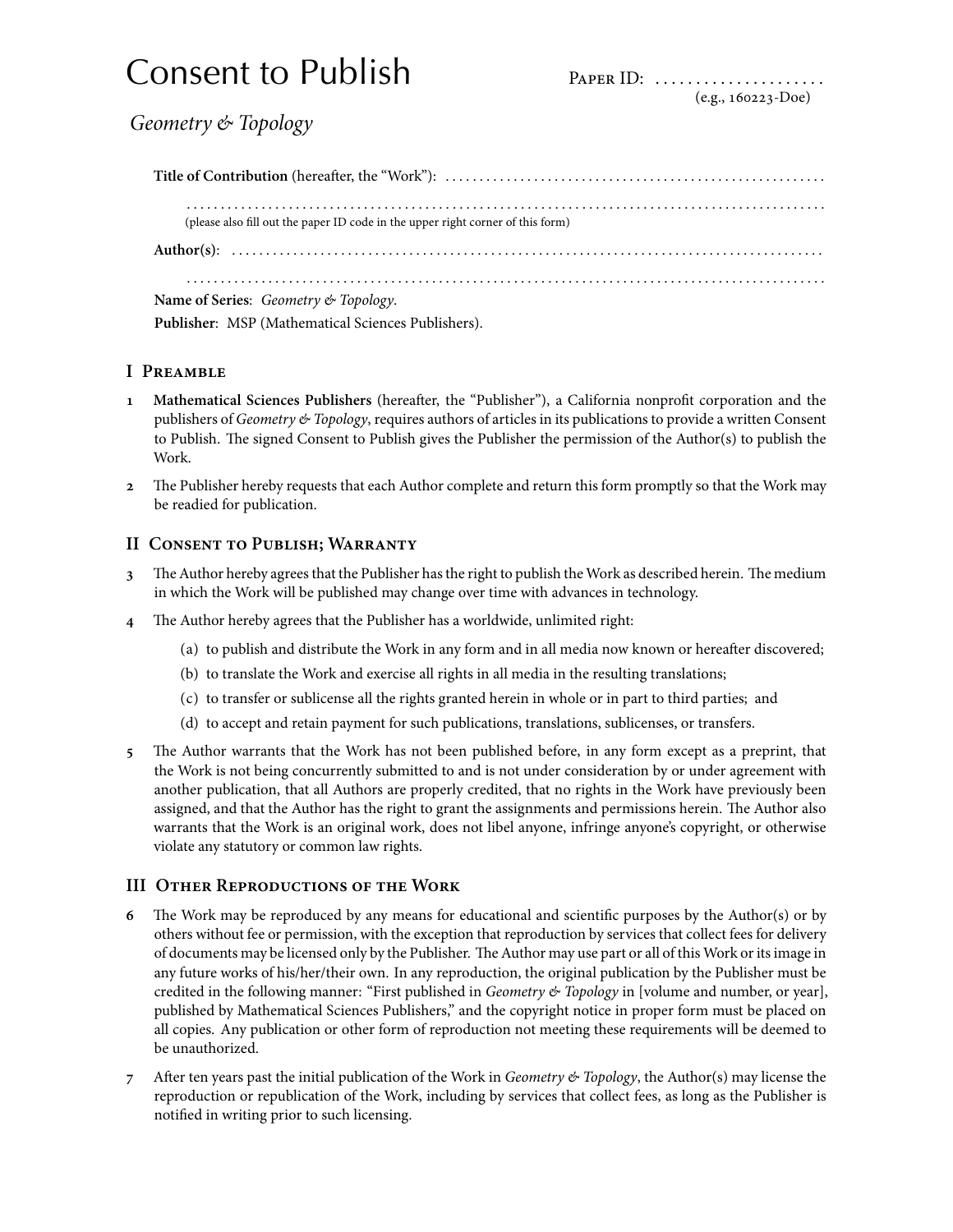# Consent to Publish

Paper ID: ....................
(e.g., 160223-Doe)

*Geometry & Topology*

**Title of Contribution** (hereafter, the "Work"): ......................................................

..........................................................................................
(please also fill out the paper ID code in the upper right corner of this form)

**Author(s)**: ..........................................................................................

..........................................................................................

**Name of Series**: *Geometry & Topology*.

**Publisher**: MSP (Mathematical Sciences Publishers).

## I Preamble

**1** **Mathematical Sciences Publishers** (hereafter, the "Publisher"), a California nonprofit corporation and the publishers of *Geometry & Topology*, requires authors of articles in its publications to provide a written Consent to Publish. The signed Consent to Publish gives the Publisher the permission of the Author(s) to publish the Work.

**2** The Publisher hereby requests that each Author complete and return this form promptly so that the Work may be readied for publication.

## II Consent to Publish; Warranty

**3** The Author hereby agrees that the Publisher has the right to publish the Work as described herein. The medium in which the Work will be published may change over time with advances in technology.

**4** The Author hereby agrees that the Publisher has a worldwide, unlimited right:

(a) to publish and distribute the Work in any form and in all media now known or hereafter discovered;

(b) to translate the Work and exercise all rights in all media in the resulting translations;

(c) to transfer or sublicense all the rights granted herein in whole or in part to third parties; and

(d) to accept and retain payment for such publications, translations, sublicenses, or transfers.

**5** The Author warrants that the Work has not been published before, in any form except as a preprint, that the Work is not being concurrently submitted to and is not under consideration by or under agreement with another publication, that all Authors are properly credited, that no rights in the Work have previously been assigned, and that the Author has the right to grant the assignments and permissions herein. The Author also warrants that the Work is an original work, does not libel anyone, infringe anyone's copyright, or otherwise violate any statutory or common law rights.

## III Other Reproductions of the Work

**6** The Work may be reproduced by any means for educational and scientific purposes by the Author(s) or by others without fee or permission, with the exception that reproduction by services that collect fees for delivery of documents may be licensed only by the Publisher. The Author may use part or all of this Work or its image in any future works of his/her/their own. In any reproduction, the original publication by the Publisher must be credited in the following manner: "First published in *Geometry & Topology* in [volume and number, or year], published by Mathematical Sciences Publishers," and the copyright notice in proper form must be placed on all copies. Any publication or other form of reproduction not meeting these requirements will be deemed to be unauthorized.

**7** After ten years past the initial publication of the Work in *Geometry & Topology*, the Author(s) may license the reproduction or republication of the Work, including by services that collect fees, as long as the Publisher is notified in writing prior to such licensing.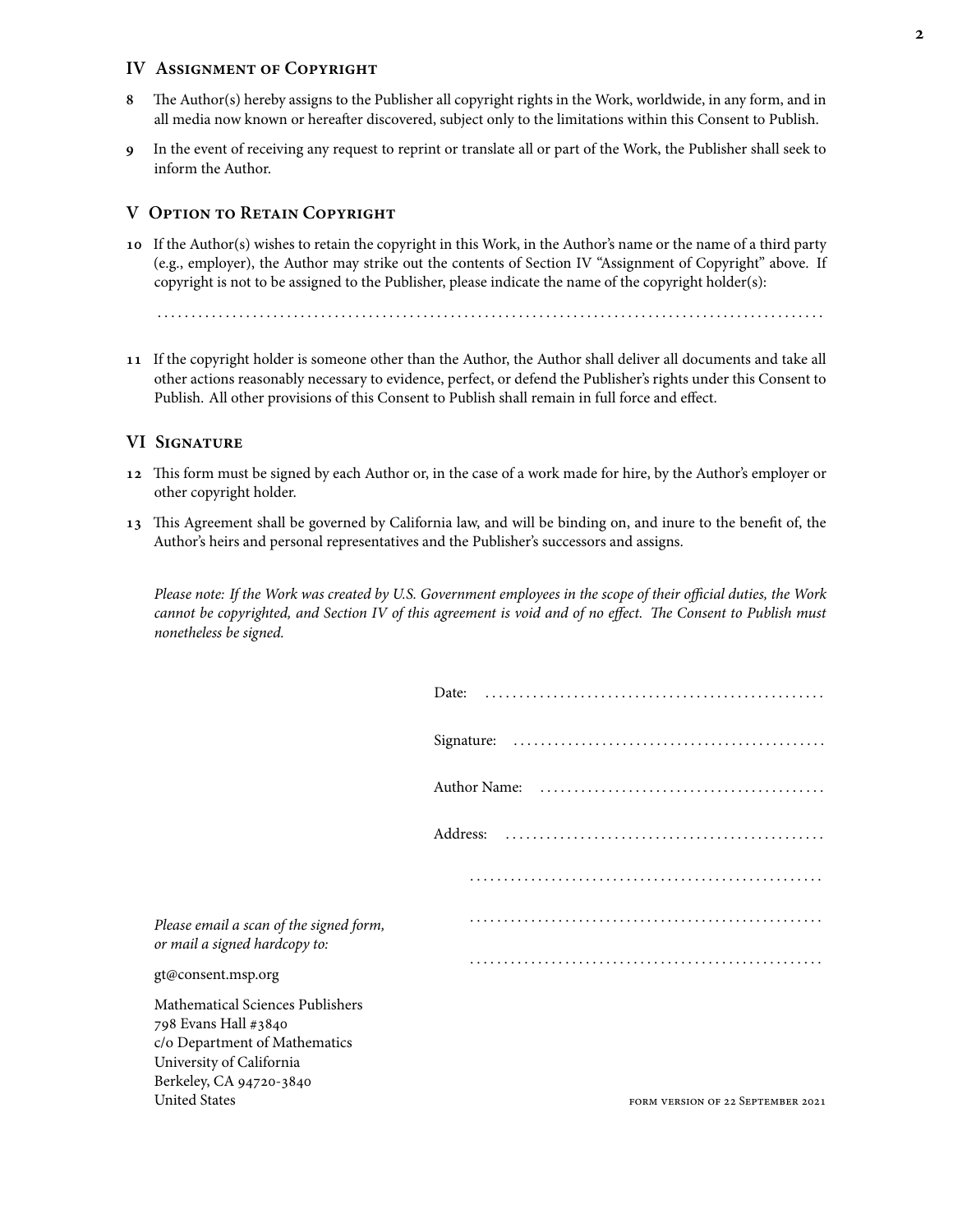## IV Assignment of Copyright

**8** The Author(s) hereby assigns to the Publisher all copyright rights in the Work, worldwide, in any form, and in all media now known or hereafter discovered, subject only to the limitations within this Consent to Publish.

**9** In the event of receiving any request to reprint or translate all or part of the Work, the Publisher shall seek to inform the Author.

## V Option to Retain Copyright

**10** If the Author(s) wishes to retain the copyright in this Work, in the Author's name or the name of a third party (e.g., employer), the Author may strike out the contents of Section IV "Assignment of Copyright" above. If copyright is not to be assigned to the Publisher, please indicate the name of the copyright holder(s):

. . . . . . . . . . . . . . . . . . . . . . . . . . . . . . . . . . . . . . . . . . . . . . . . . . . . . . . . . . . . . . . . . . . . . . . . . . . . . . . . . . . . . . . . . . . .

**11** If the copyright holder is someone other than the Author, the Author shall deliver all documents and take all other actions reasonably necessary to evidence, perfect, or defend the Publisher's rights under this Consent to Publish. All other provisions of this Consent to Publish shall remain in full force and effect.

## VI Signature

**12** This form must be signed by each Author or, in the case of a work made for hire, by the Author's employer or other copyright holder.

**13** This Agreement shall be governed by California law, and will be binding on, and inure to the benefit of, the Author's heirs and personal representatives and the Publisher's successors and assigns.

*Please note: If the Work was created by U.S. Government employees in the scope of their official duties, the Work cannot be copyrighted, and Section IV of this agreement is void and of no effect. The Consent to Publish must nonetheless be signed.*

Date: . . . . . . . . . . . . . . . . . . . . . . . . . . . . . . . . . . . . . . . . . . . . . . . .

Signature: . . . . . . . . . . . . . . . . . . . . . . . . . . . . . . . . . . . . . . . . . . . . .

Author Name: . . . . . . . . . . . . . . . . . . . . . . . . . . . . . . . . . . . . . . . . .

Address: . . . . . . . . . . . . . . . . . . . . . . . . . . . . . . . . . . . . . . . . . . . . . .

. . . . . . . . . . . . . . . . . . . . . . . . . . . . . . . . . . . . . . . . . . . . . . . . . . . .

. . . . . . . . . . . . . . . . . . . . . . . . . . . . . . . . . . . . . . . . . . . . . . . . . . . .

. . . . . . . . . . . . . . . . . . . . . . . . . . . . . . . . . . . . . . . . . . . . . . . . . . . .

*Please email a scan of the signed form, or mail a signed hardcopy to:*

gt@consent.msp.org

Mathematical Sciences Publishers
798 Evans Hall #3840
c/o Department of Mathematics
University of California
Berkeley, CA 94720-3840
United States

form version of 22 September 2021